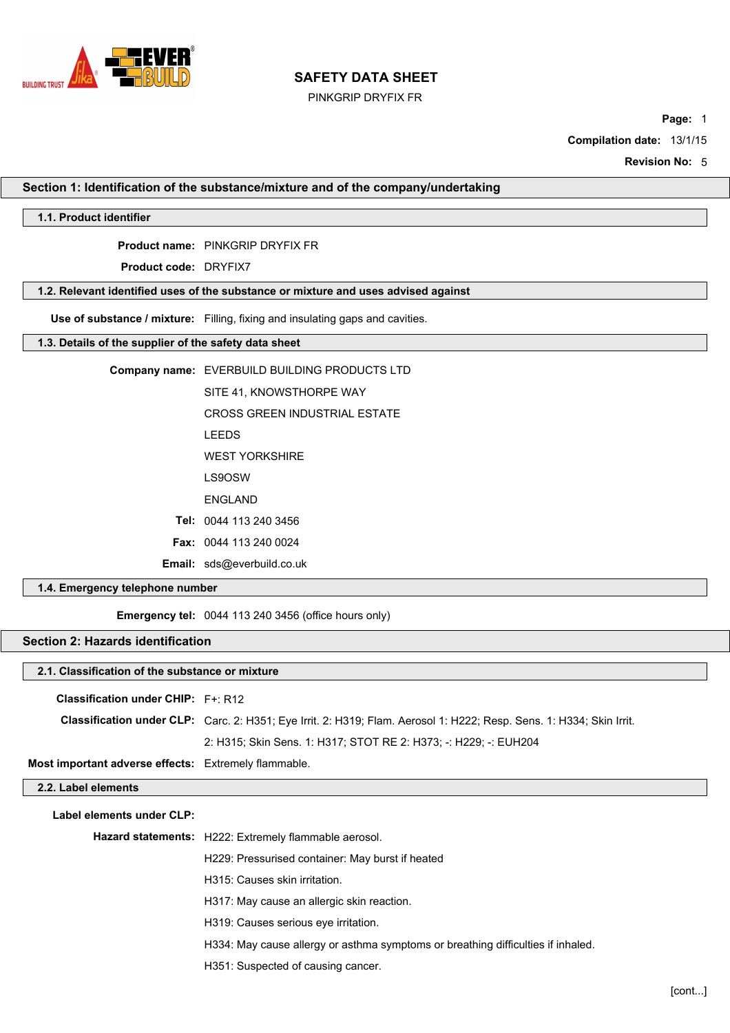# SAFETY DATA SHEET

PINKGRIP DRYFIX FR

**Compilation date:** 13/1/15

**Revision No:** 5

## Section 1: Identification of the substance/mixture and of the company/undertaking

### 1.1. Product identifier

**Product name:** PINKGRIP DRYFIX FR

**Product code:** DRYFIX7

### 1.2. Relevant identified uses of the substance or mixture and uses advised against

**Use of substance / mixture:** Filling, fixing and insulating gaps and cavities.

### 1.3. Details of the supplier of the safety data sheet

**Company name:** EVERBUILD BUILDING PRODUCTS LTD

SITE 41, KNOWSTHORPE WAY

CROSS GREEN INDUSTRIAL ESTATE

LEEDS

WEST YORKSHIRE

LS9OSW

ENGLAND

**Tel:** 0044 113 240 3456

**Fax:** 0044 113 240 0024

**Email:** sds@everbuild.co.uk

### 1.4. Emergency telephone number

**Emergency tel:** 0044 113 240 3456 (office hours only)

## Section 2: Hazards identification

### 2.1. Classification of the substance or mixture

**Classification under CHIP:** F+: R12

**Classification under CLP:** Carc. 2: H351; Eye Irrit. 2: H319; Flam. Aerosol 1: H222; Resp. Sens. 1: H334; Skin Irrit. 2: H315; Skin Sens. 1: H317; STOT RE 2: H373; -: H229; -: EUH204

**Most important adverse effects:** Extremely flammable.

### 2.2. Label elements

**Label elements under CLP:**

**Hazard statements:** H222: Extremely flammable aerosol.

H229: Pressurised container: May burst if heated

H315: Causes skin irritation.

H317: May cause an allergic skin reaction.

H319: Causes serious eye irritation.

H334: May cause allergy or asthma symptoms or breathing difficulties if inhaled.

H351: Suspected of causing cancer.

[cont...]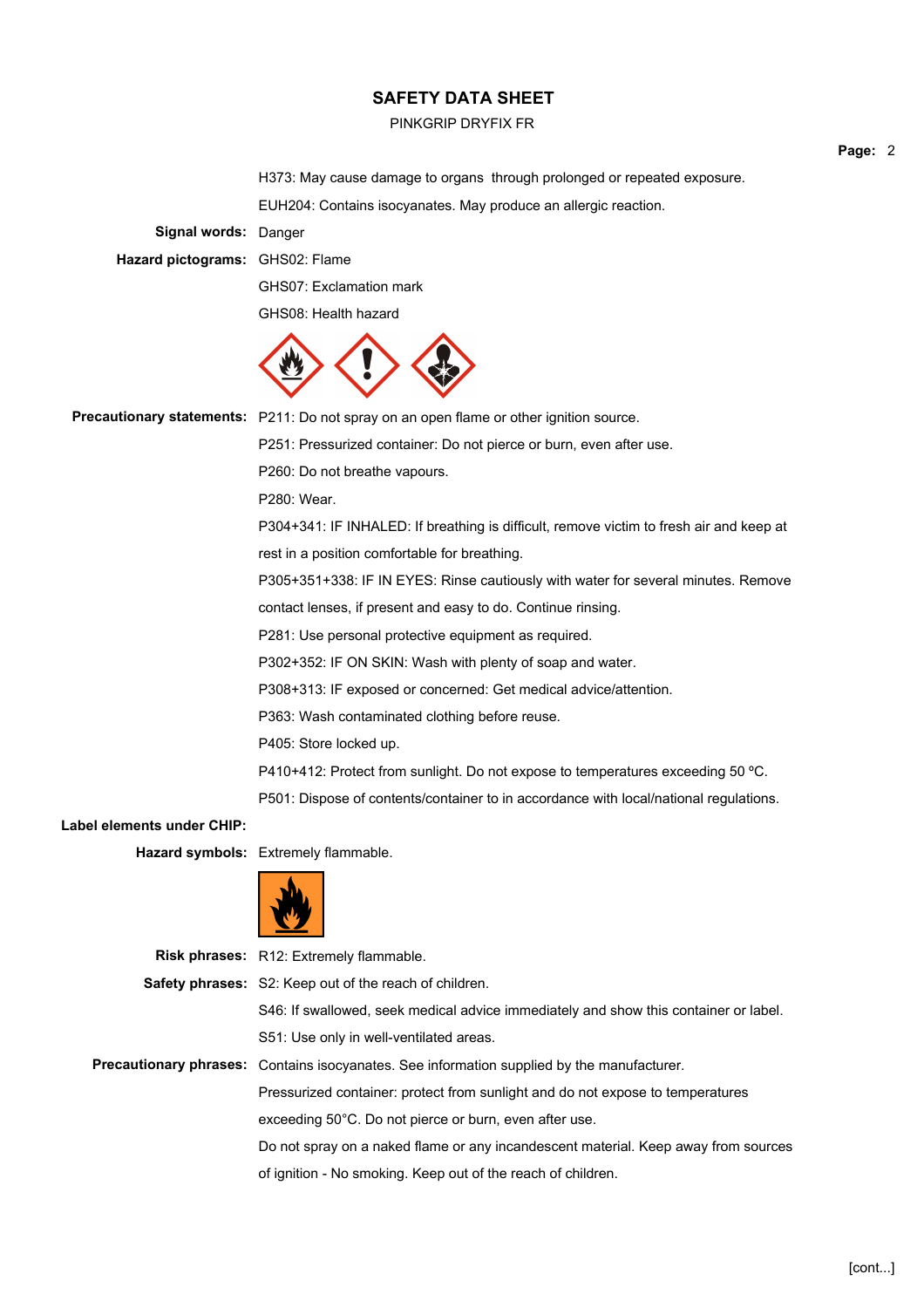H373: May cause damage to organs through prolonged or repeated exposure.

EUH204: Contains isocyanates. May produce an allergic reaction.

**Signal words:** Danger

**Hazard pictograms:** GHS02: Flame

GHS07: Exclamation mark

GHS08: Health hazard

**Precautionary statements:** P211: Do not spray on an open flame or other ignition source.

P251: Pressurized container: Do not pierce or burn, even after use.

P260: Do not breathe vapours.

P280: Wear.

P304+341: IF INHALED: If breathing is difficult, remove victim to fresh air and keep at rest in a position comfortable for breathing.

P305+351+338: IF IN EYES: Rinse cautiously with water for several minutes. Remove contact lenses, if present and easy to do. Continue rinsing.

P281: Use personal protective equipment as required.

P302+352: IF ON SKIN: Wash with plenty of soap and water.

P308+313: IF exposed or concerned: Get medical advice/attention.

P363: Wash contaminated clothing before reuse.

P405: Store locked up.

P410+412: Protect from sunlight. Do not expose to temperatures exceeding 50 ºC.

P501: Dispose of contents/container to in accordance with local/national regulations.

**Label elements under CHIP:**

**Hazard symbols:** Extremely flammable.

**Risk phrases:** R12: Extremely flammable.

**Safety phrases:** S2: Keep out of the reach of children.

S46: If swallowed, seek medical advice immediately and show this container or label.

S51: Use only in well-ventilated areas.

**Precautionary phrases:** Contains isocyanates. See information supplied by the manufacturer.

Pressurized container: protect from sunlight and do not expose to temperatures exceeding 50°C. Do not pierce or burn, even after use.

Do not spray on a naked flame or any incandescent material. Keep away from sources of ignition - No smoking. Keep out of the reach of children.

[cont...]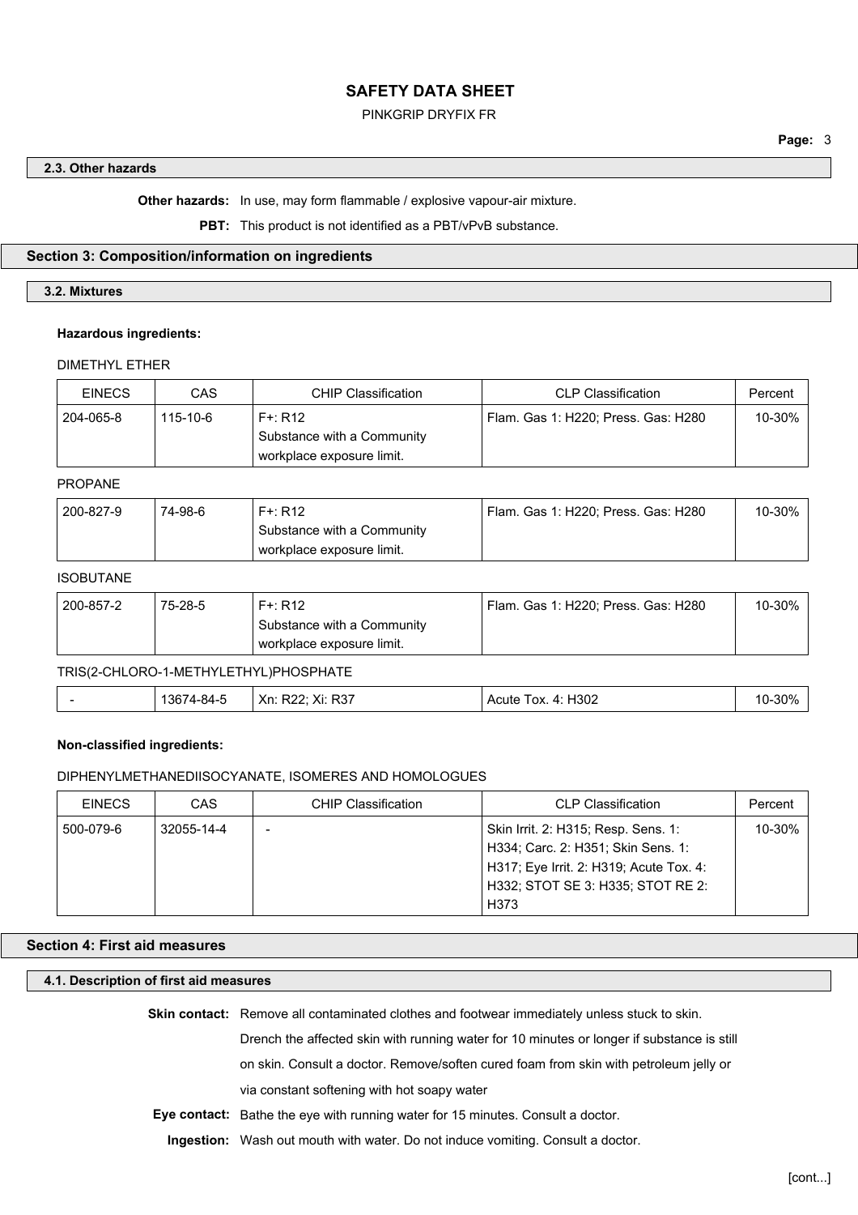### 2.3. Other hazards

**Other hazards:** In use, may form flammable / explosive vapour-air mixture.

**PBT:** This product is not identified as a PBT/vPvB substance.

## Section 3: Composition/information on ingredients

### 3.2. Mixtures

**Hazardous ingredients:**

DIMETHYL ETHER

| EINECS | CAS | CHIP Classification | CLP Classification | Percent |
|---|---|---|---|---|
| 204-065-8 | 115-10-6 | F+: R12<br>Substance with a Community workplace exposure limit. | Flam. Gas 1: H220; Press. Gas: H280 | 10-30% |

PROPANE

| EINECS | CAS | CHIP Classification | CLP Classification | Percent |
|---|---|---|---|---|
| 200-827-9 | 74-98-6 | F+: R12<br>Substance with a Community workplace exposure limit. | Flam. Gas 1: H220; Press. Gas: H280 | 10-30% |

ISOBUTANE

| EINECS | CAS | CHIP Classification | CLP Classification | Percent |
|---|---|---|---|---|
| 200-857-2 | 75-28-5 | F+: R12<br>Substance with a Community workplace exposure limit. | Flam. Gas 1: H220; Press. Gas: H280 | 10-30% |

TRIS(2-CHLORO-1-METHYLETHYL)PHOSPHATE

| EINECS | CAS | CHIP Classification | CLP Classification | Percent |
|---|---|---|---|---|
| - | 13674-84-5 | Xn: R22; Xi: R37 | Acute Tox. 4: H302 | 10-30% |

**Non-classified ingredients:**

DIPHENYLMETHANEDIISOCYANATE, ISOMERES AND HOMOLOGUES

| EINECS | CAS | CHIP Classification | CLP Classification | Percent |
|---|---|---|---|---|
| 500-079-6 | 32055-14-4 | - | Skin Irrit. 2: H315; Resp. Sens. 1: H334; Carc. 2: H351; Skin Sens. 1: H317; Eye Irrit. 2: H319; Acute Tox. 4: H332; STOT SE 3: H335; STOT RE 2: H373 | 10-30% |

## Section 4: First aid measures

### 4.1. Description of first aid measures

**Skin contact:** Remove all contaminated clothes and footwear immediately unless stuck to skin. Drench the affected skin with running water for 10 minutes or longer if substance is still on skin. Consult a doctor. Remove/soften cured foam from skin with petroleum jelly or via constant softening with hot soapy water

**Eye contact:** Bathe the eye with running water for 15 minutes. Consult a doctor.

**Ingestion:** Wash out mouth with water. Do not induce vomiting. Consult a doctor.

[cont...]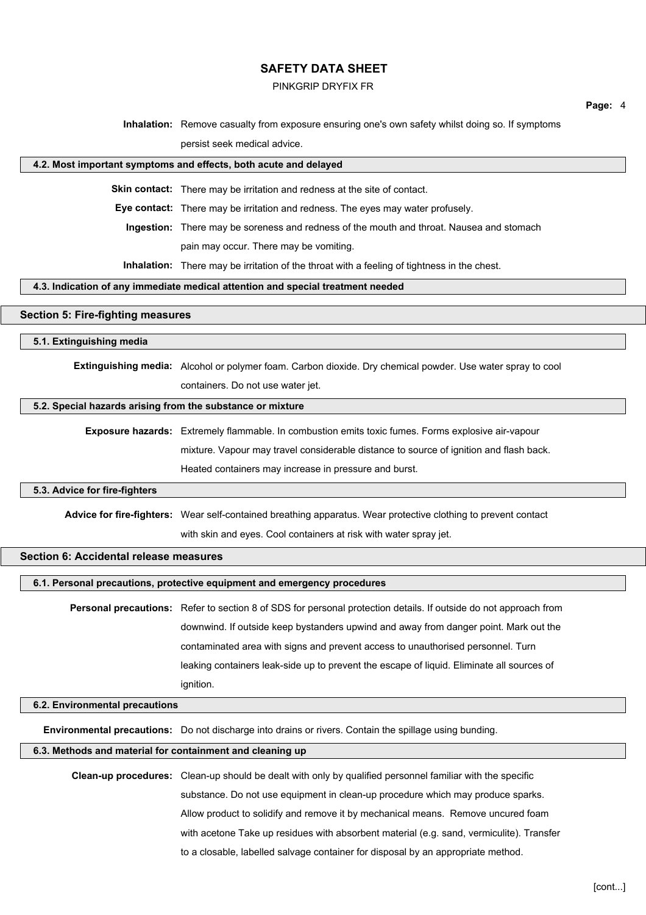**Inhalation:** Remove casualty from exposure ensuring one's own safety whilst doing so. If symptoms persist seek medical advice.

### 4.2. Most important symptoms and effects, both acute and delayed

**Skin contact:** There may be irritation and redness at the site of contact.

**Eye contact:** There may be irritation and redness. The eyes may water profusely.

**Ingestion:** There may be soreness and redness of the mouth and throat. Nausea and stomach pain may occur. There may be vomiting.

**Inhalation:** There may be irritation of the throat with a feeling of tightness in the chest.

### 4.3. Indication of any immediate medical attention and special treatment needed

## Section 5: Fire-fighting measures

### 5.1. Extinguishing media

**Extinguishing media:** Alcohol or polymer foam. Carbon dioxide. Dry chemical powder. Use water spray to cool containers. Do not use water jet.

### 5.2. Special hazards arising from the substance or mixture

**Exposure hazards:** Extremely flammable. In combustion emits toxic fumes. Forms explosive air-vapour mixture. Vapour may travel considerable distance to source of ignition and flash back. Heated containers may increase in pressure and burst.

### 5.3. Advice for fire-fighters

**Advice for fire-fighters:** Wear self-contained breathing apparatus. Wear protective clothing to prevent contact with skin and eyes. Cool containers at risk with water spray jet.

## Section 6: Accidental release measures

### 6.1. Personal precautions, protective equipment and emergency procedures

**Personal precautions:** Refer to section 8 of SDS for personal protection details. If outside do not approach from downwind. If outside keep bystanders upwind and away from danger point. Mark out the contaminated area with signs and prevent access to unauthorised personnel. Turn leaking containers leak-side up to prevent the escape of liquid. Eliminate all sources of ignition.

### 6.2. Environmental precautions

**Environmental precautions:** Do not discharge into drains or rivers. Contain the spillage using bunding.

### 6.3. Methods and material for containment and cleaning up

**Clean-up procedures:** Clean-up should be dealt with only by qualified personnel familiar with the specific substance. Do not use equipment in clean-up procedure which may produce sparks. Allow product to solidify and remove it by mechanical means. Remove uncured foam with acetone Take up residues with absorbent material (e.g. sand, vermiculite). Transfer to a closable, labelled salvage container for disposal by an appropriate method.

[cont...]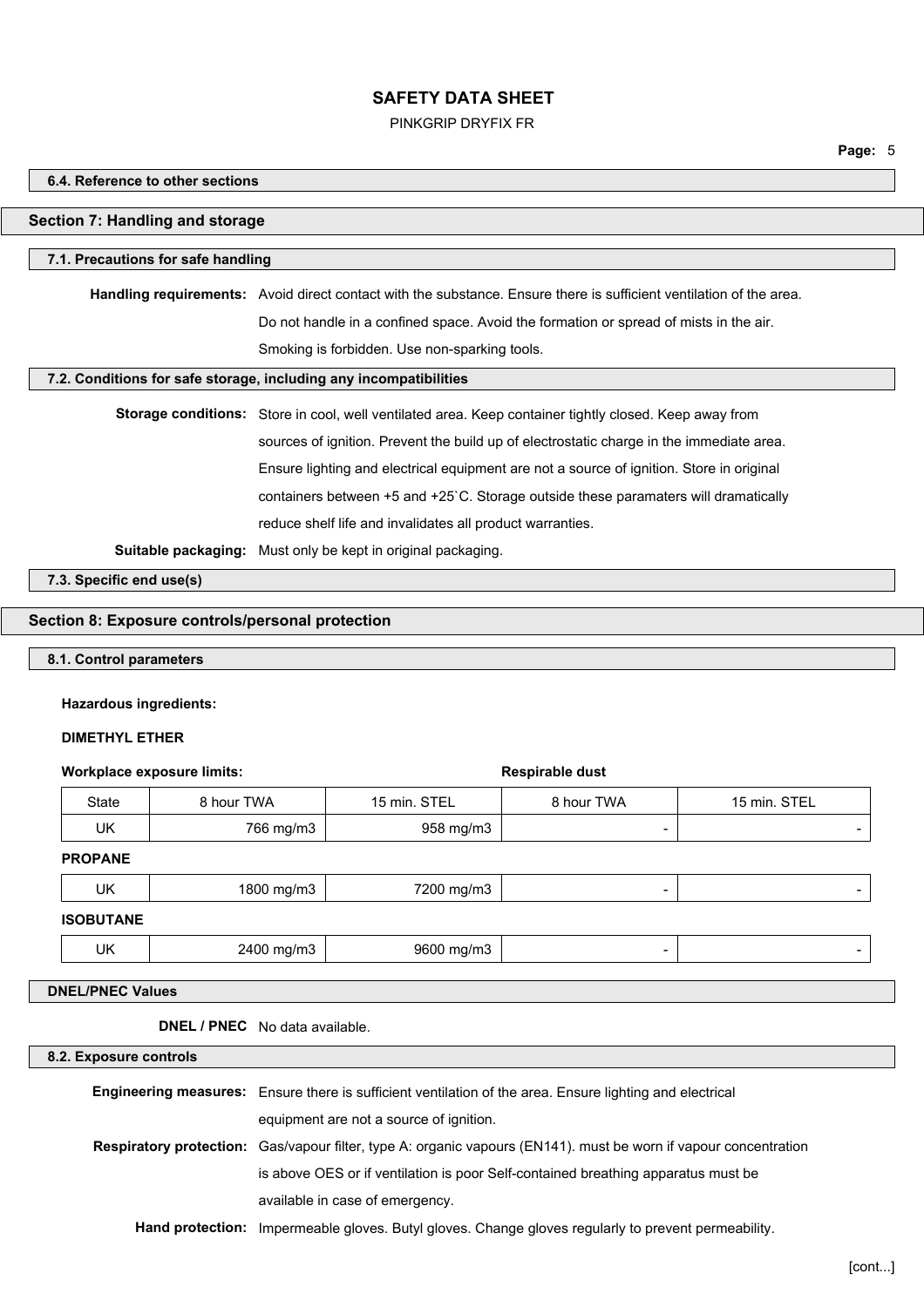#### 6.4. Reference to other sections

## Section 7: Handling and storage

#### 7.1. Precautions for safe handling

**Handling requirements:** Avoid direct contact with the substance. Ensure there is sufficient ventilation of the area. Do not handle in a confined space. Avoid the formation or spread of mists in the air. Smoking is forbidden. Use non-sparking tools.

#### 7.2. Conditions for safe storage, including any incompatibilities

**Storage conditions:** Store in cool, well ventilated area. Keep container tightly closed. Keep away from sources of ignition. Prevent the build up of electrostatic charge in the immediate area. Ensure lighting and electrical equipment are not a source of ignition. Store in original containers between +5 and +25`C. Storage outside these paramaters will dramatically reduce shelf life and invalidates all product warranties.

**Suitable packaging:** Must only be kept in original packaging.

#### 7.3. Specific end use(s)

## Section 8: Exposure controls/personal protection

#### 8.1. Control parameters

**Hazardous ingredients:**

**DIMETHYL ETHER**

| Workplace exposure limits: | | | Respirable dust | |
|---|---|---|---|---|
| State | 8 hour TWA | 15 min. STEL | 8 hour TWA | 15 min. STEL |
| UK | 766 mg/m3 | 958 mg/m3 | - | - |

**PROPANE**

| State | 8 hour TWA | 15 min. STEL | 8 hour TWA | 15 min. STEL |
|---|---|---|---|---|
| UK | 1800 mg/m3 | 7200 mg/m3 | - | - |

**ISOBUTANE**

| State | 8 hour TWA | 15 min. STEL | 8 hour TWA | 15 min. STEL |
|---|---|---|---|---|
| UK | 2400 mg/m3 | 9600 mg/m3 | - | - |

#### DNEL/PNEC Values

**DNEL / PNEC** No data available.

#### 8.2. Exposure controls

**Engineering measures:** Ensure there is sufficient ventilation of the area. Ensure lighting and electrical equipment are not a source of ignition.

**Respiratory protection:** Gas/vapour filter, type A: organic vapours (EN141). must be worn if vapour concentration is above OES or if ventilation is poor Self-contained breathing apparatus must be available in case of emergency.

**Hand protection:** Impermeable gloves. Butyl gloves. Change gloves regularly to prevent permeability.

[cont...]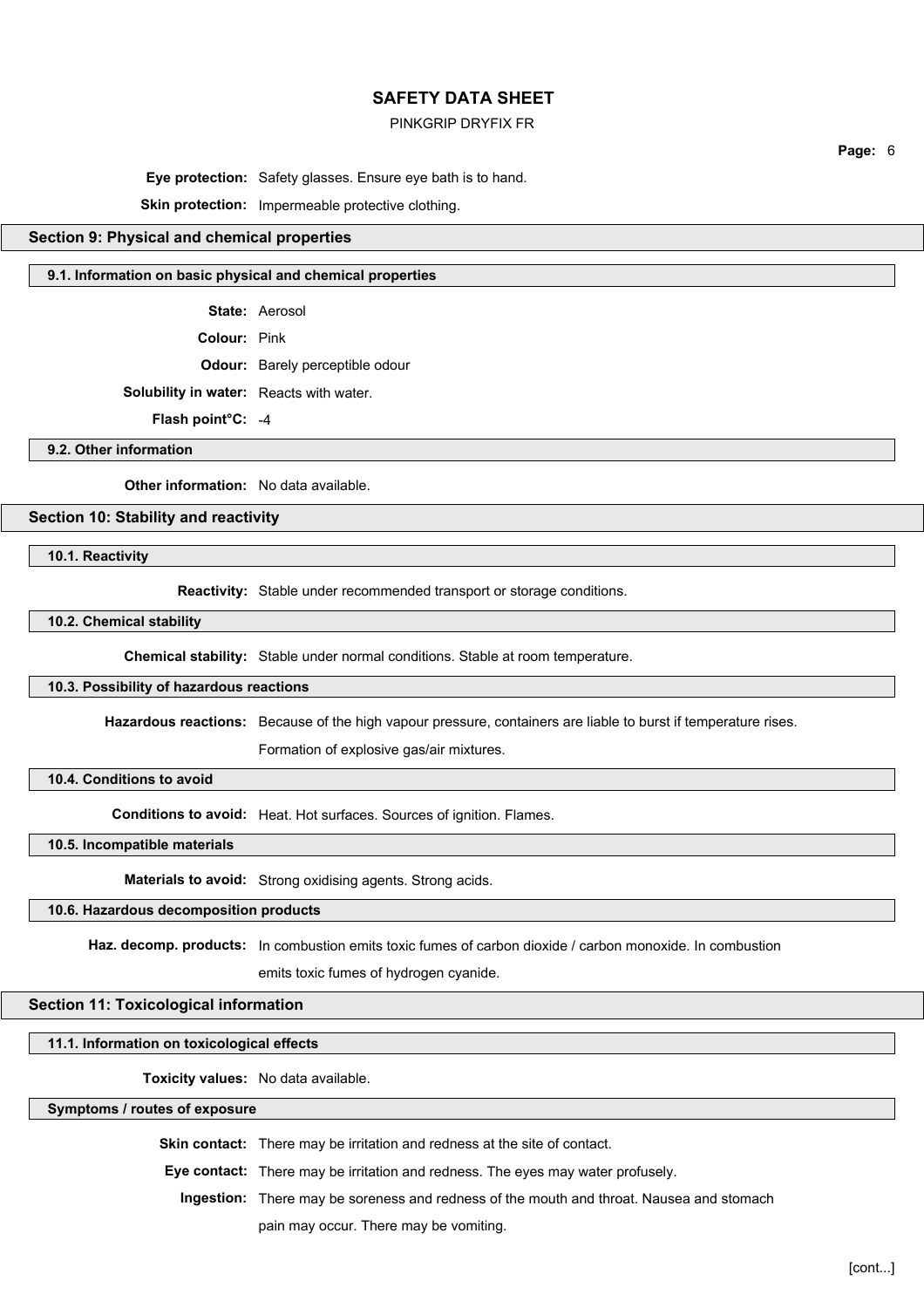**Eye protection:** Safety glasses. Ensure eye bath is to hand.

**Skin protection:** Impermeable protective clothing.

## Section 9: Physical and chemical properties

### 9.1. Information on basic physical and chemical properties

**State:** Aerosol

**Colour:** Pink

**Odour:** Barely perceptible odour

**Solubility in water:** Reacts with water.

**Flash point°C:** -4

### 9.2. Other information

**Other information:** No data available.

## Section 10: Stability and reactivity

### 10.1. Reactivity

**Reactivity:** Stable under recommended transport or storage conditions.

### 10.2. Chemical stability

**Chemical stability:** Stable under normal conditions. Stable at room temperature.

### 10.3. Possibility of hazardous reactions

**Hazardous reactions:** Because of the high vapour pressure, containers are liable to burst if temperature rises.

Formation of explosive gas/air mixtures.

### 10.4. Conditions to avoid

**Conditions to avoid:** Heat. Hot surfaces. Sources of ignition. Flames.

### 10.5. Incompatible materials

**Materials to avoid:** Strong oxidising agents. Strong acids.

### 10.6. Hazardous decomposition products

**Haz. decomp. products:** In combustion emits toxic fumes of carbon dioxide / carbon monoxide. In combustion emits toxic fumes of hydrogen cyanide.

## Section 11: Toxicological information

### 11.1. Information on toxicological effects

**Toxicity values:** No data available.

### Symptoms / routes of exposure

**Skin contact:** There may be irritation and redness at the site of contact.

**Eye contact:** There may be irritation and redness. The eyes may water profusely.

**Ingestion:** There may be soreness and redness of the mouth and throat. Nausea and stomach pain may occur. There may be vomiting.

[cont...]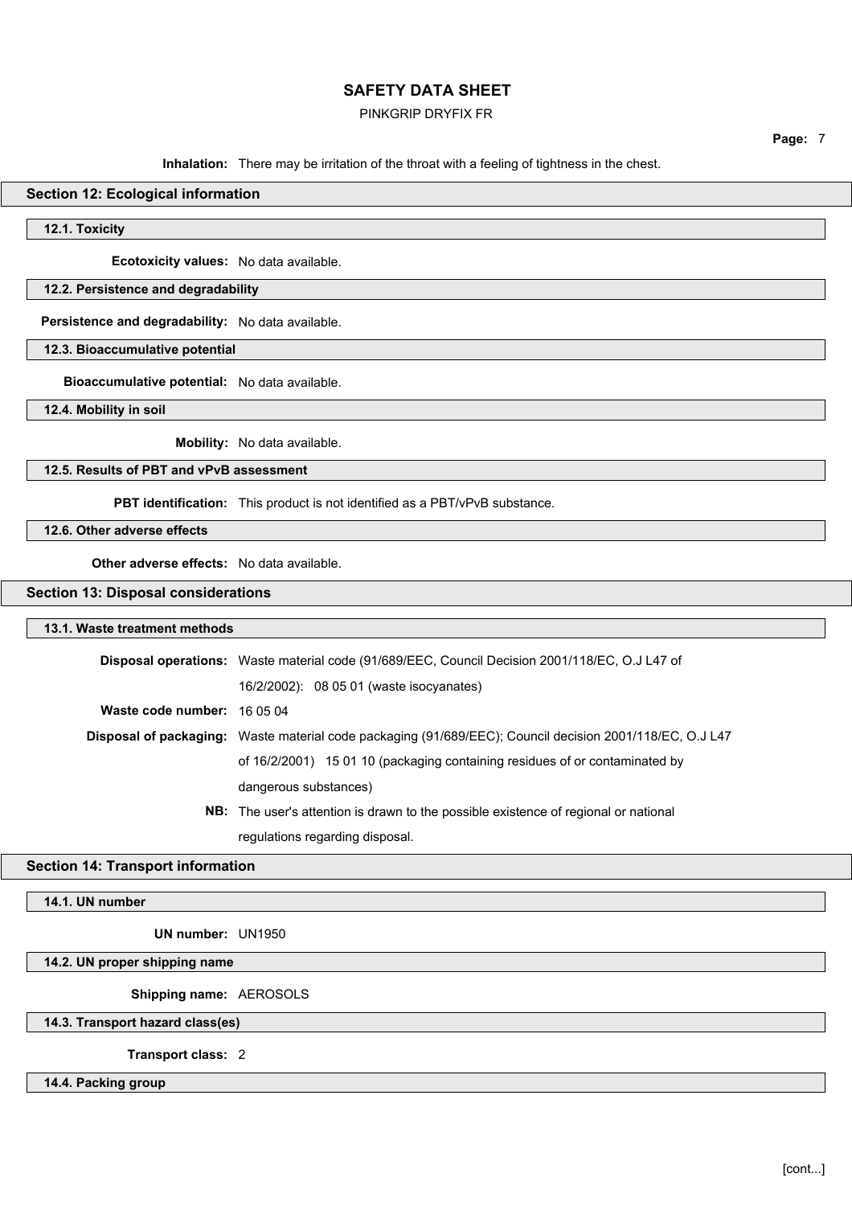**Inhalation:** There may be irritation of the throat with a feeling of tightness in the chest.

## Section 12: Ecological information

### 12.1. Toxicity

**Ecotoxicity values:** No data available.

### 12.2. Persistence and degradability

**Persistence and degradability:** No data available.

### 12.3. Bioaccumulative potential

**Bioaccumulative potential:** No data available.

### 12.4. Mobility in soil

**Mobility:** No data available.

### 12.5. Results of PBT and vPvB assessment

**PBT identification:** This product is not identified as a PBT/vPvB substance.

### 12.6. Other adverse effects

**Other adverse effects:** No data available.

## Section 13: Disposal considerations

### 13.1. Waste treatment methods

**Disposal operations:** Waste material code (91/689/EEC, Council Decision 2001/118/EC, O.J L47 of 16/2/2002): 08 05 01 (waste isocyanates)

**Waste code number:** 16 05 04

**Disposal of packaging:** Waste material code packaging (91/689/EEC); Council decision 2001/118/EC, O.J L47 of 16/2/2001) 15 01 10 (packaging containing residues of or contaminated by dangerous substances)

**NB:** The user's attention is drawn to the possible existence of regional or national regulations regarding disposal.

## Section 14: Transport information

### 14.1. UN number

**UN number:** UN1950

### 14.2. UN proper shipping name

**Shipping name:** AEROSOLS

### 14.3. Transport hazard class(es)

**Transport class:** 2

### 14.4. Packing group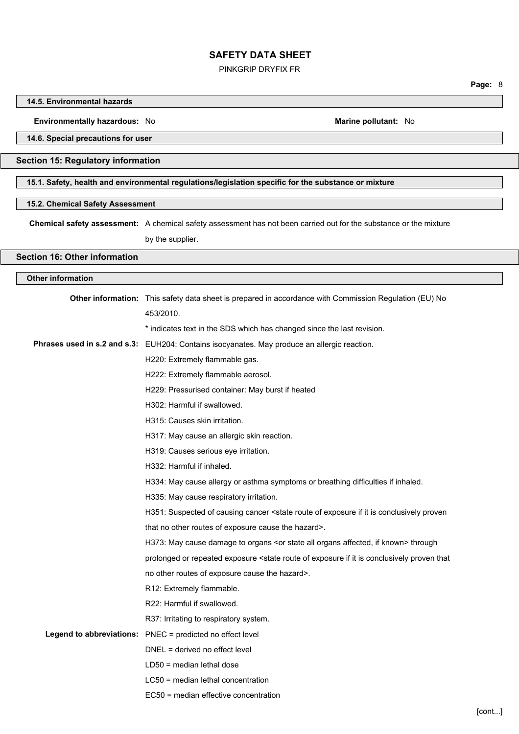### 14.5. Environmental hazards

**Environmentally hazardous:** No **Marine pollutant:** No

### 14.6. Special precautions for user

## Section 15: Regulatory information

### 15.1. Safety, health and environmental regulations/legislation specific for the substance or mixture

### 15.2. Chemical Safety Assessment

**Chemical safety assessment:** A chemical safety assessment has not been carried out for the substance or the mixture by the supplier.

## Section 16: Other information

### Other information

**Other information:** This safety data sheet is prepared in accordance with Commission Regulation (EU) No 453/2010.

* indicates text in the SDS which has changed since the last revision.

**Phrases used in s.2 and s.3:** EUH204: Contains isocyanates. May produce an allergic reaction.

H220: Extremely flammable gas.

H222: Extremely flammable aerosol.

H229: Pressurised container: May burst if heated

H302: Harmful if swallowed.

H315: Causes skin irritation.

H317: May cause an allergic skin reaction.

H319: Causes serious eye irritation.

H332: Harmful if inhaled.

H334: May cause allergy or asthma symptoms or breathing difficulties if inhaled.

H335: May cause respiratory irritation.

H351: Suspected of causing cancer <state route of exposure if it is conclusively proven that no other routes of exposure cause the hazard>.

H373: May cause damage to organs <or state all organs affected, if known> through prolonged or repeated exposure <state route of exposure if it is conclusively proven that no other routes of exposure cause the hazard>.

R12: Extremely flammable.

R22: Harmful if swallowed.

R37: Irritating to respiratory system.

**Legend to abbreviations:** PNEC = predicted no effect level

DNEL = derived no effect level

LD50 = median lethal dose

LC50 = median lethal concentration

EC50 = median effective concentration

[cont...]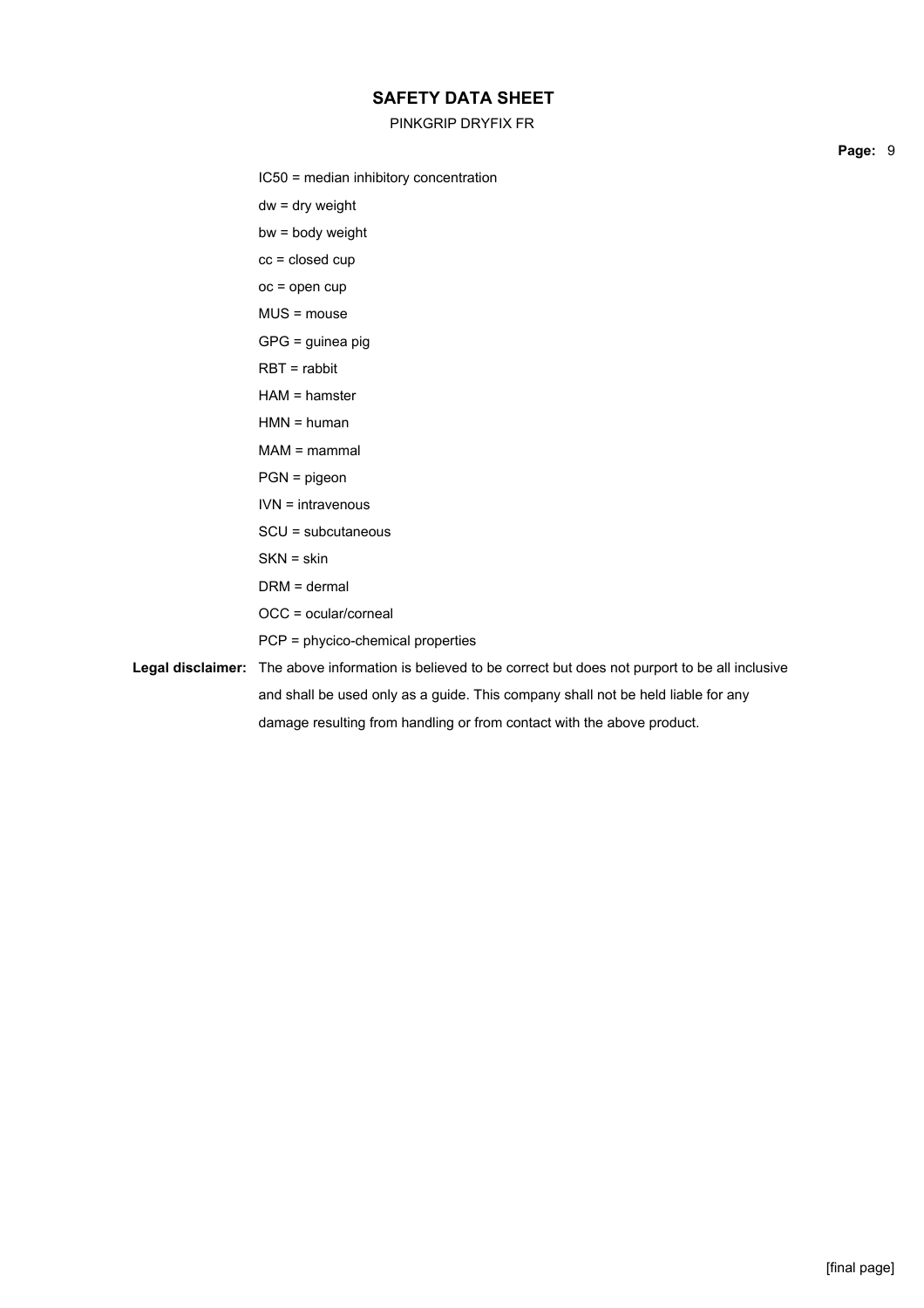IC50 = median inhibitory concentration

dw = dry weight

bw = body weight

cc = closed cup

oc = open cup

MUS = mouse

GPG = guinea pig

RBT = rabbit

HAM = hamster

HMN = human

MAM = mammal

PGN = pigeon

IVN = intravenous

SCU = subcutaneous

SKN = skin

DRM = dermal

OCC = ocular/corneal

PCP = phycico-chemical properties

**Legal disclaimer:** The above information is believed to be correct but does not purport to be all inclusive and shall be used only as a guide. This company shall not be held liable for any damage resulting from handling or from contact with the above product.

[final page]